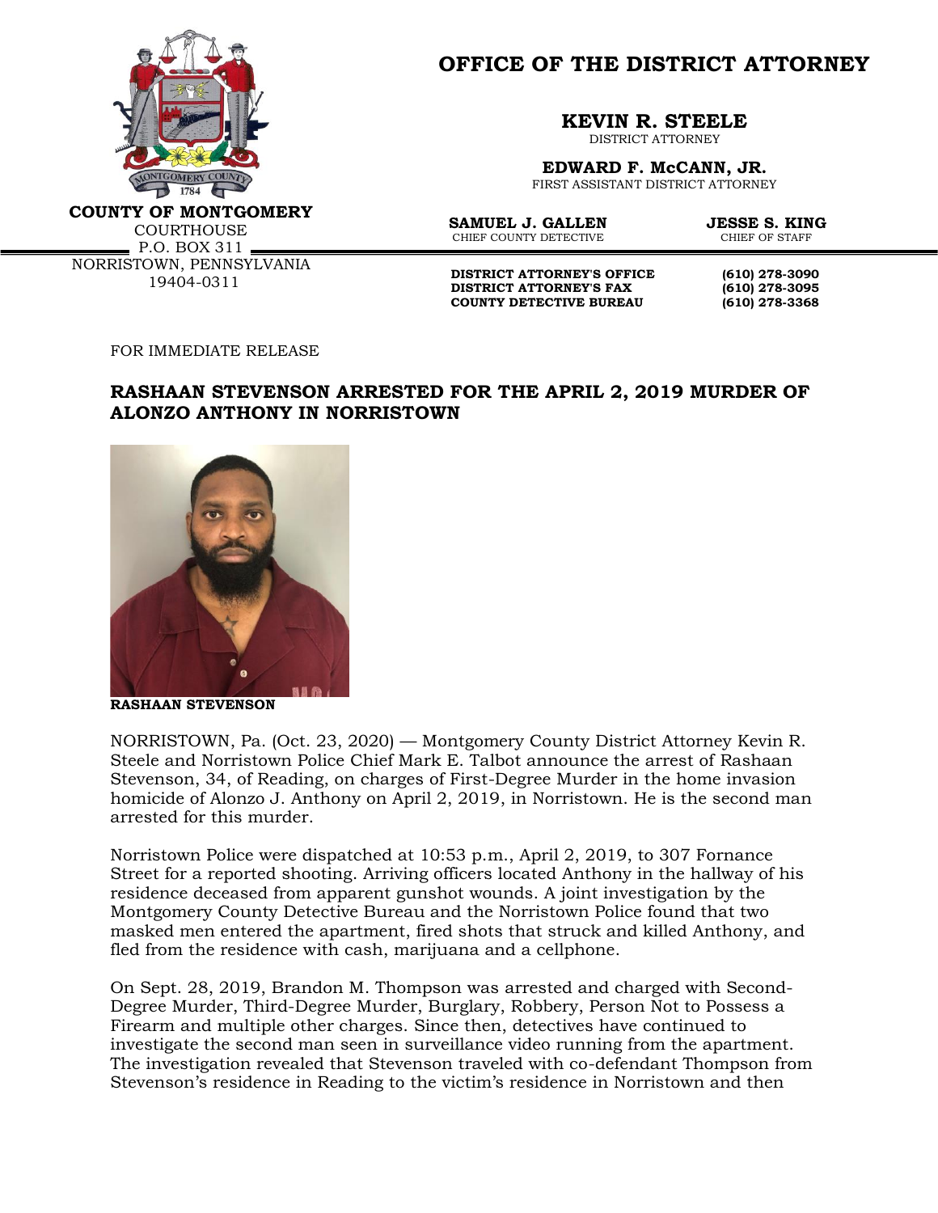**COUNTY OF MONTGOMERY**
COURTHOUSE
P.O. BOX 311
NORRISTOWN, PENNSYLVANIA
19404-0311

# OFFICE OF THE DISTRICT ATTORNEY

**KEVIN R. STEELE**
DISTRICT ATTORNEY

**EDWARD F. McCANN, JR.**
FIRST ASSISTANT DISTRICT ATTORNEY

**SAMUEL J. GALLEN**
CHIEF COUNTY DETECTIVE

**JESSE S. KING**
CHIEF OF STAFF

| | |
|---|---|
| **DISTRICT ATTORNEY'S OFFICE** | **(610) 278-3090** |
| **DISTRICT ATTORNEY'S FAX** | **(610) 278-3095** |
| **COUNTY DETECTIVE BUREAU** | **(610) 278-3368** |

FOR IMMEDIATE RELEASE

## RASHAAN STEVENSON ARRESTED FOR THE APRIL 2, 2019 MURDER OF ALONZO ANTHONY IN NORRISTOWN

**RASHAAN STEVENSON**

NORRISTOWN, Pa. (Oct. 23, 2020) — Montgomery County District Attorney Kevin R. Steele and Norristown Police Chief Mark E. Talbot announce the arrest of Rashaan Stevenson, 34, of Reading, on charges of First-Degree Murder in the home invasion homicide of Alonzo J. Anthony on April 2, 2019, in Norristown. He is the second man arrested for this murder.

Norristown Police were dispatched at 10:53 p.m., April 2, 2019, to 307 Fornance Street for a reported shooting. Arriving officers located Anthony in the hallway of his residence deceased from apparent gunshot wounds. A joint investigation by the Montgomery County Detective Bureau and the Norristown Police found that two masked men entered the apartment, fired shots that struck and killed Anthony, and fled from the residence with cash, marijuana and a cellphone.

On Sept. 28, 2019, Brandon M. Thompson was arrested and charged with Second-Degree Murder, Third-Degree Murder, Burglary, Robbery, Person Not to Possess a Firearm and multiple other charges. Since then, detectives have continued to investigate the second man seen in surveillance video running from the apartment. The investigation revealed that Stevenson traveled with co-defendant Thompson from Stevenson's residence in Reading to the victim's residence in Norristown and then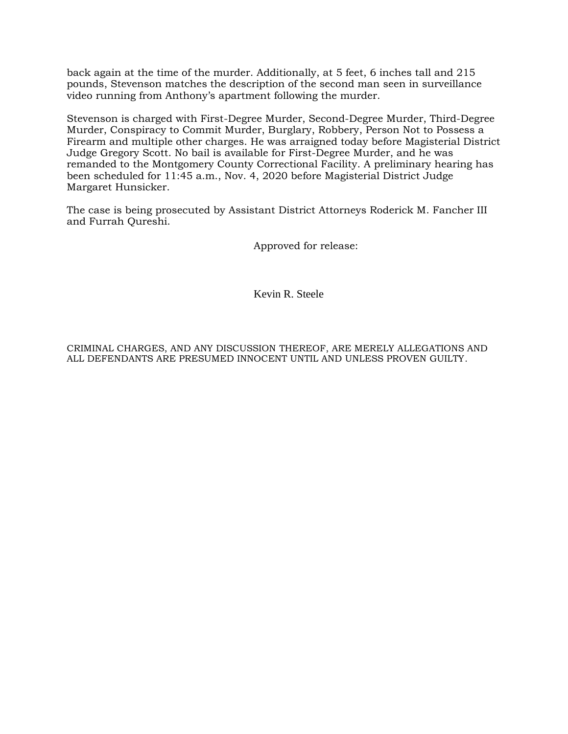back again at the time of the murder. Additionally, at 5 feet, 6 inches tall and 215 pounds, Stevenson matches the description of the second man seen in surveillance video running from Anthony's apartment following the murder.

Stevenson is charged with First-Degree Murder, Second-Degree Murder, Third-Degree Murder, Conspiracy to Commit Murder, Burglary, Robbery, Person Not to Possess a Firearm and multiple other charges. He was arraigned today before Magisterial District Judge Gregory Scott. No bail is available for First-Degree Murder, and he was remanded to the Montgomery County Correctional Facility. A preliminary hearing has been scheduled for 11:45 a.m., Nov. 4, 2020 before Magisterial District Judge Margaret Hunsicker.

The case is being prosecuted by Assistant District Attorneys Roderick M. Fancher III and Furrah Qureshi.

Approved for release:

Kevin R. Steele

CRIMINAL CHARGES, AND ANY DISCUSSION THEREOF, ARE MERELY ALLEGATIONS AND ALL DEFENDANTS ARE PRESUMED INNOCENT UNTIL AND UNLESS PROVEN GUILTY.